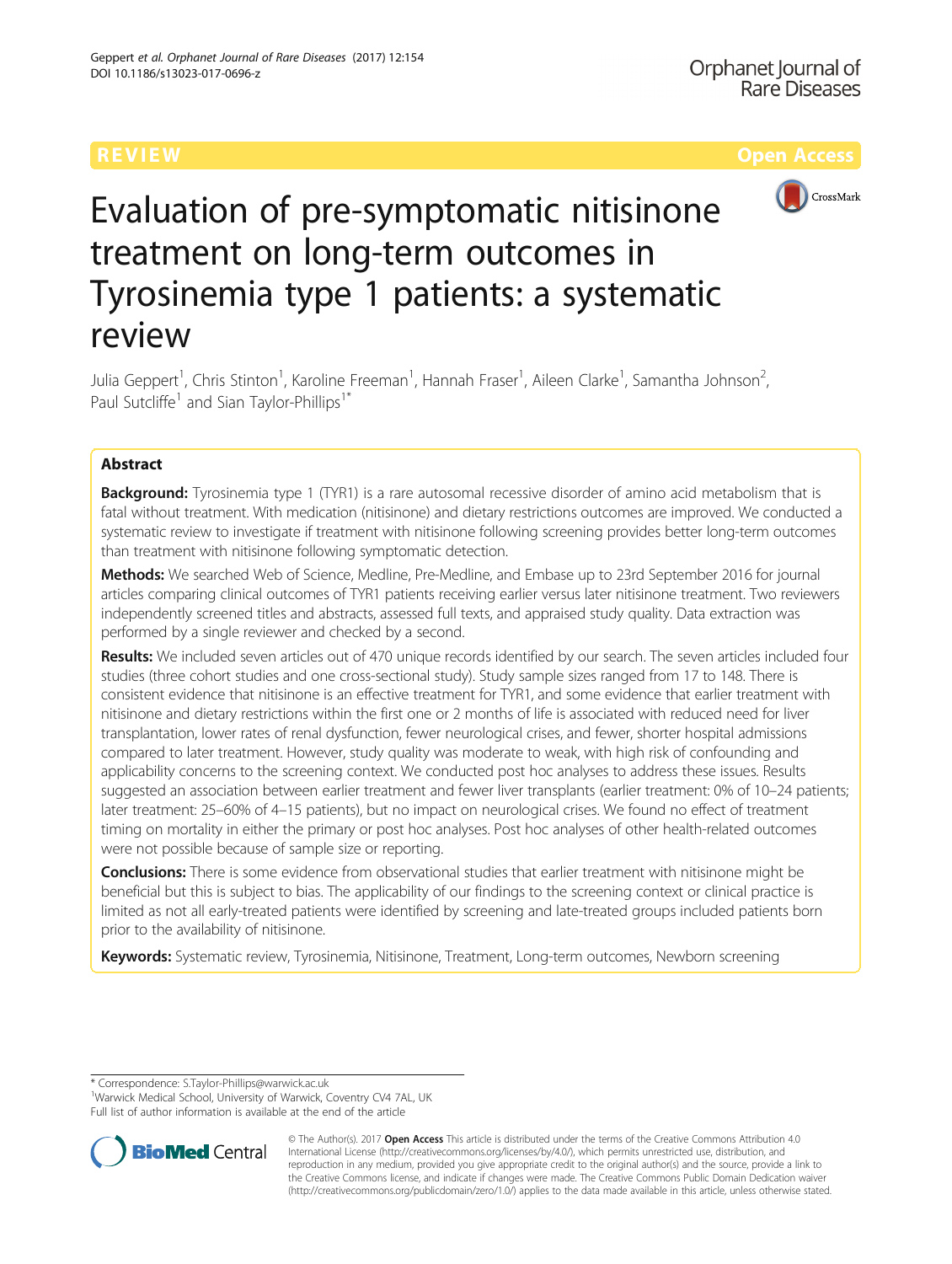REVIEW Open Access

# Evaluation of pre-symptomatic nitisinone treatment on long-term outcomes in Tyrosinemia type 1 patients: a systematic review

Julia Geppert[1], Chris Stinton[1], Karoline Freeman[1], Hannah Fraser[1], Aileen Clarke[1], Samantha Johnson[2], Paul Sutcliffe[1] and Sian Taylor-Phillips[1*]

## Abstract

**Background:** Tyrosinemia type 1 (TYR1) is a rare autosomal recessive disorder of amino acid metabolism that is fatal without treatment. With medication (nitisinone) and dietary restrictions outcomes are improved. We conducted a systematic review to investigate if treatment with nitisinone following screening provides better long-term outcomes than treatment with nitisinone following symptomatic detection.

**Methods:** We searched Web of Science, Medline, Pre-Medline, and Embase up to 23rd September 2016 for journal articles comparing clinical outcomes of TYR1 patients receiving earlier versus later nitisinone treatment. Two reviewers independently screened titles and abstracts, assessed full texts, and appraised study quality. Data extraction was performed by a single reviewer and checked by a second.

**Results:** We included seven articles out of 470 unique records identified by our search. The seven articles included four studies (three cohort studies and one cross-sectional study). Study sample sizes ranged from 17 to 148. There is consistent evidence that nitisinone is an effective treatment for TYR1, and some evidence that earlier treatment with nitisinone and dietary restrictions within the first one or 2 months of life is associated with reduced need for liver transplantation, lower rates of renal dysfunction, fewer neurological crises, and fewer, shorter hospital admissions compared to later treatment. However, study quality was moderate to weak, with high risk of confounding and applicability concerns to the screening context. We conducted post hoc analyses to address these issues. Results suggested an association between earlier treatment and fewer liver transplants (earlier treatment: 0% of 10–24 patients; later treatment: 25–60% of 4–15 patients), but no impact on neurological crises. We found no effect of treatment timing on mortality in either the primary or post hoc analyses. Post hoc analyses of other health-related outcomes were not possible because of sample size or reporting.

**Conclusions:** There is some evidence from observational studies that earlier treatment with nitisinone might be beneficial but this is subject to bias. The applicability of our findings to the screening context or clinical practice is limited as not all early-treated patients were identified by screening and late-treated groups included patients born prior to the availability of nitisinone.

**Keywords:** Systematic review, Tyrosinemia, Nitisinone, Treatment, Long-term outcomes, Newborn screening

\* Correspondence: S.Taylor-Phillips@warwick.ac.uk
[1]Warwick Medical School, University of Warwick, Coventry CV4 7AL, UK
Full list of author information is available at the end of the article

© The Author(s). 2017 **Open Access** This article is distributed under the terms of the Creative Commons Attribution 4.0 International License (http://creativecommons.org/licenses/by/4.0/), which permits unrestricted use, distribution, and reproduction in any medium, provided you give appropriate credit to the original author(s) and the source, provide a link to the Creative Commons license, and indicate if changes were made. The Creative Commons Public Domain Dedication waiver (http://creativecommons.org/publicdomain/zero/1.0/) applies to the data made available in this article, unless otherwise stated.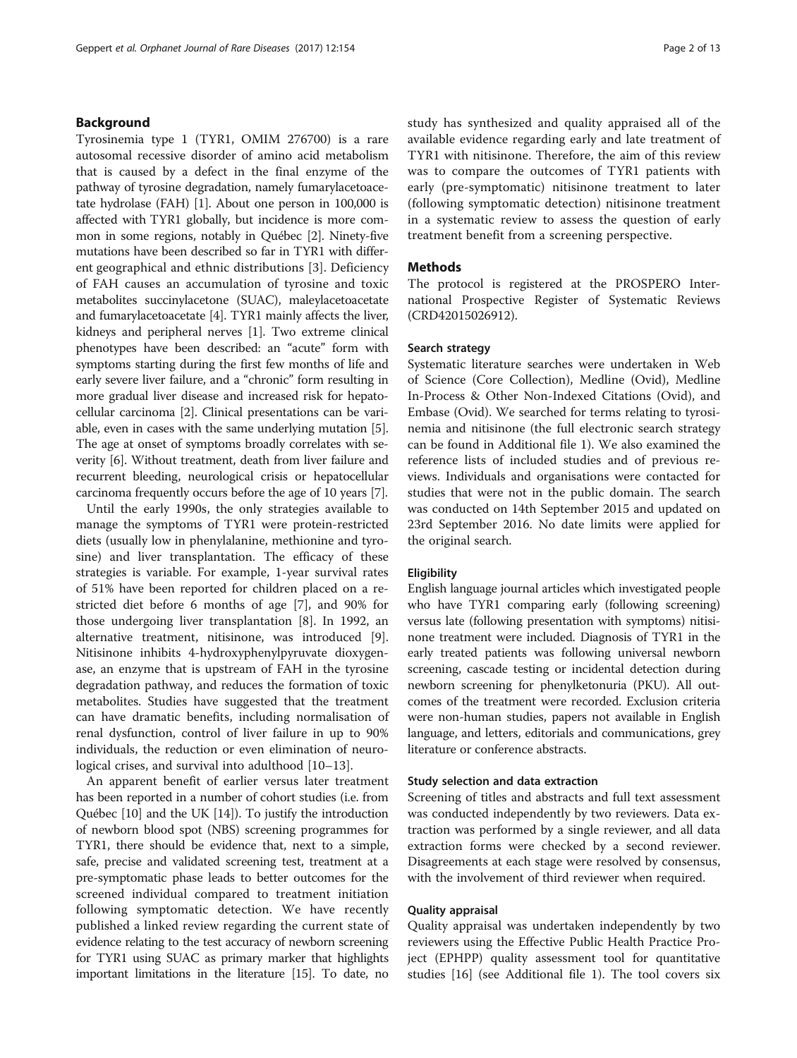## Background

Tyrosinemia type 1 (TYR1, OMIM 276700) is a rare autosomal recessive disorder of amino acid metabolism that is caused by a defect in the final enzyme of the pathway of tyrosine degradation, namely fumarylacetoacetate hydrolase (FAH) [1]. About one person in 100,000 is affected with TYR1 globally, but incidence is more common in some regions, notably in Québec [2]. Ninety-five mutations have been described so far in TYR1 with different geographical and ethnic distributions [3]. Deficiency of FAH causes an accumulation of tyrosine and toxic metabolites succinylacetone (SUAC), maleylacetoacetate and fumarylacetoacetate [4]. TYR1 mainly affects the liver, kidneys and peripheral nerves [1]. Two extreme clinical phenotypes have been described: an "acute" form with symptoms starting during the first few months of life and early severe liver failure, and a "chronic" form resulting in more gradual liver disease and increased risk for hepatocellular carcinoma [2]. Clinical presentations can be variable, even in cases with the same underlying mutation [5]. The age at onset of symptoms broadly correlates with severity [6]. Without treatment, death from liver failure and recurrent bleeding, neurological crisis or hepatocellular carcinoma frequently occurs before the age of 10 years [7].

Until the early 1990s, the only strategies available to manage the symptoms of TYR1 were protein-restricted diets (usually low in phenylalanine, methionine and tyrosine) and liver transplantation. The efficacy of these strategies is variable. For example, 1-year survival rates of 51% have been reported for children placed on a restricted diet before 6 months of age [7], and 90% for those undergoing liver transplantation [8]. In 1992, an alternative treatment, nitisinone, was introduced [9]. Nitisinone inhibits 4-hydroxyphenylpyruvate dioxygenase, an enzyme that is upstream of FAH in the tyrosine degradation pathway, and reduces the formation of toxic metabolites. Studies have suggested that the treatment can have dramatic benefits, including normalisation of renal dysfunction, control of liver failure in up to 90% individuals, the reduction or even elimination of neurological crises, and survival into adulthood [10–13].

An apparent benefit of earlier versus later treatment has been reported in a number of cohort studies (i.e. from Québec [10] and the UK [14]). To justify the introduction of newborn blood spot (NBS) screening programmes for TYR1, there should be evidence that, next to a simple, safe, precise and validated screening test, treatment at a pre-symptomatic phase leads to better outcomes for the screened individual compared to treatment initiation following symptomatic detection. We have recently published a linked review regarding the current state of evidence relating to the test accuracy of newborn screening for TYR1 using SUAC as primary marker that highlights important limitations in the literature [15]. To date, no study has synthesized and quality appraised all of the available evidence regarding early and late treatment of TYR1 with nitisinone. Therefore, the aim of this review was to compare the outcomes of TYR1 patients with early (pre-symptomatic) nitisinone treatment to later (following symptomatic detection) nitisinone treatment in a systematic review to assess the question of early treatment benefit from a screening perspective.

## Methods

The protocol is registered at the PROSPERO International Prospective Register of Systematic Reviews (CRD42015026912).

### Search strategy

Systematic literature searches were undertaken in Web of Science (Core Collection), Medline (Ovid), Medline In-Process & Other Non-Indexed Citations (Ovid), and Embase (Ovid). We searched for terms relating to tyrosinemia and nitisinone (the full electronic search strategy can be found in Additional file 1). We also examined the reference lists of included studies and of previous reviews. Individuals and organisations were contacted for studies that were not in the public domain. The search was conducted on 14th September 2015 and updated on 23rd September 2016. No date limits were applied for the original search.

### Eligibility

English language journal articles which investigated people who have TYR1 comparing early (following screening) versus late (following presentation with symptoms) nitisinone treatment were included. Diagnosis of TYR1 in the early treated patients was following universal newborn screening, cascade testing or incidental detection during newborn screening for phenylketonuria (PKU). All outcomes of the treatment were recorded. Exclusion criteria were non-human studies, papers not available in English language, and letters, editorials and communications, grey literature or conference abstracts.

### Study selection and data extraction

Screening of titles and abstracts and full text assessment was conducted independently by two reviewers. Data extraction was performed by a single reviewer, and all data extraction forms were checked by a second reviewer. Disagreements at each stage were resolved by consensus, with the involvement of third reviewer when required.

### Quality appraisal

Quality appraisal was undertaken independently by two reviewers using the Effective Public Health Practice Project (EPHPP) quality assessment tool for quantitative studies [16] (see Additional file 1). The tool covers six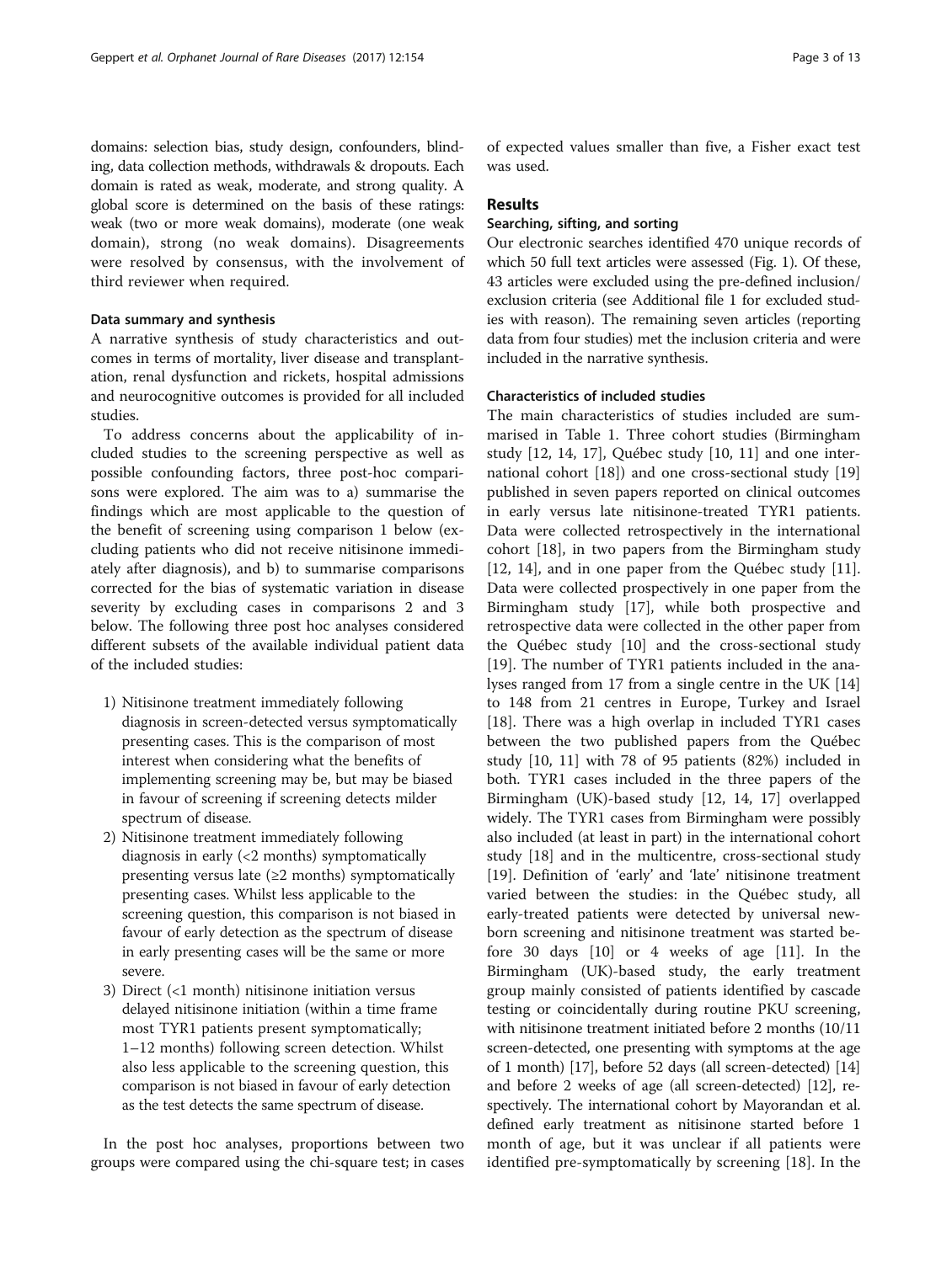domains: selection bias, study design, confounders, blinding, data collection methods, withdrawals & dropouts. Each domain is rated as weak, moderate, and strong quality. A global score is determined on the basis of these ratings: weak (two or more weak domains), moderate (one weak domain), strong (no weak domains). Disagreements were resolved by consensus, with the involvement of third reviewer when required.

### Data summary and synthesis

A narrative synthesis of study characteristics and outcomes in terms of mortality, liver disease and transplantation, renal dysfunction and rickets, hospital admissions and neurocognitive outcomes is provided for all included studies.

To address concerns about the applicability of included studies to the screening perspective as well as possible confounding factors, three post-hoc comparisons were explored. The aim was to a) summarise the findings which are most applicable to the question of the benefit of screening using comparison 1 below (excluding patients who did not receive nitisinone immediately after diagnosis), and b) to summarise comparisons corrected for the bias of systematic variation in disease severity by excluding cases in comparisons 2 and 3 below. The following three post hoc analyses considered different subsets of the available individual patient data of the included studies:

1) Nitisinone treatment immediately following diagnosis in screen-detected versus symptomatically presenting cases. This is the comparison of most interest when considering what the benefits of implementing screening may be, but may be biased in favour of screening if screening detects milder spectrum of disease.
2) Nitisinone treatment immediately following diagnosis in early (<2 months) symptomatically presenting versus late (≥2 months) symptomatically presenting cases. Whilst less applicable to the screening question, this comparison is not biased in favour of early detection as the spectrum of disease in early presenting cases will be the same or more severe.
3) Direct (<1 month) nitisinone initiation versus delayed nitisinone initiation (within a time frame most TYR1 patients present symptomatically; 1–12 months) following screen detection. Whilst also less applicable to the screening question, this comparison is not biased in favour of early detection as the test detects the same spectrum of disease.

In the post hoc analyses, proportions between two groups were compared using the chi-square test; in cases of expected values smaller than five, a Fisher exact test was used.

## Results

### Searching, sifting, and sorting

Our electronic searches identified 470 unique records of which 50 full text articles were assessed (Fig. 1). Of these, 43 articles were excluded using the pre-defined inclusion/exclusion criteria (see Additional file 1 for excluded studies with reason). The remaining seven articles (reporting data from four studies) met the inclusion criteria and were included in the narrative synthesis.

### Characteristics of included studies

The main characteristics of studies included are summarised in Table 1. Three cohort studies (Birmingham study [12, 14, 17], Québec study [10, 11] and one international cohort [18]) and one cross-sectional study [19] published in seven papers reported on clinical outcomes in early versus late nitisinone-treated TYR1 patients. Data were collected retrospectively in the international cohort [18], in two papers from the Birmingham study [12, 14], and in one paper from the Québec study [11]. Data were collected prospectively in one paper from the Birmingham study [17], while both prospective and retrospective data were collected in the other paper from the Québec study [10] and the cross-sectional study [19]. The number of TYR1 patients included in the analyses ranged from 17 from a single centre in the UK [14] to 148 from 21 centres in Europe, Turkey and Israel [18]. There was a high overlap in included TYR1 cases between the two published papers from the Québec study [10, 11] with 78 of 95 patients (82%) included in both. TYR1 cases included in the three papers of the Birmingham (UK)-based study [12, 14, 17] overlapped widely. The TYR1 cases from Birmingham were possibly also included (at least in part) in the international cohort study [18] and in the multicentre, cross-sectional study [19]. Definition of 'early' and 'late' nitisinone treatment varied between the studies: in the Québec study, all early-treated patients were detected by universal newborn screening and nitisinone treatment was started before 30 days [10] or 4 weeks of age [11]. In the Birmingham (UK)-based study, the early treatment group mainly consisted of patients identified by cascade testing or coincidentally during routine PKU screening, with nitisinone treatment initiated before 2 months (10/11 screen-detected, one presenting with symptoms at the age of 1 month) [17], before 52 days (all screen-detected) [14] and before 2 weeks of age (all screen-detected) [12], respectively. The international cohort by Mayorandan et al. defined early treatment as nitisinone started before 1 month of age, but it was unclear if all patients were identified pre-symptomatically by screening [18]. In the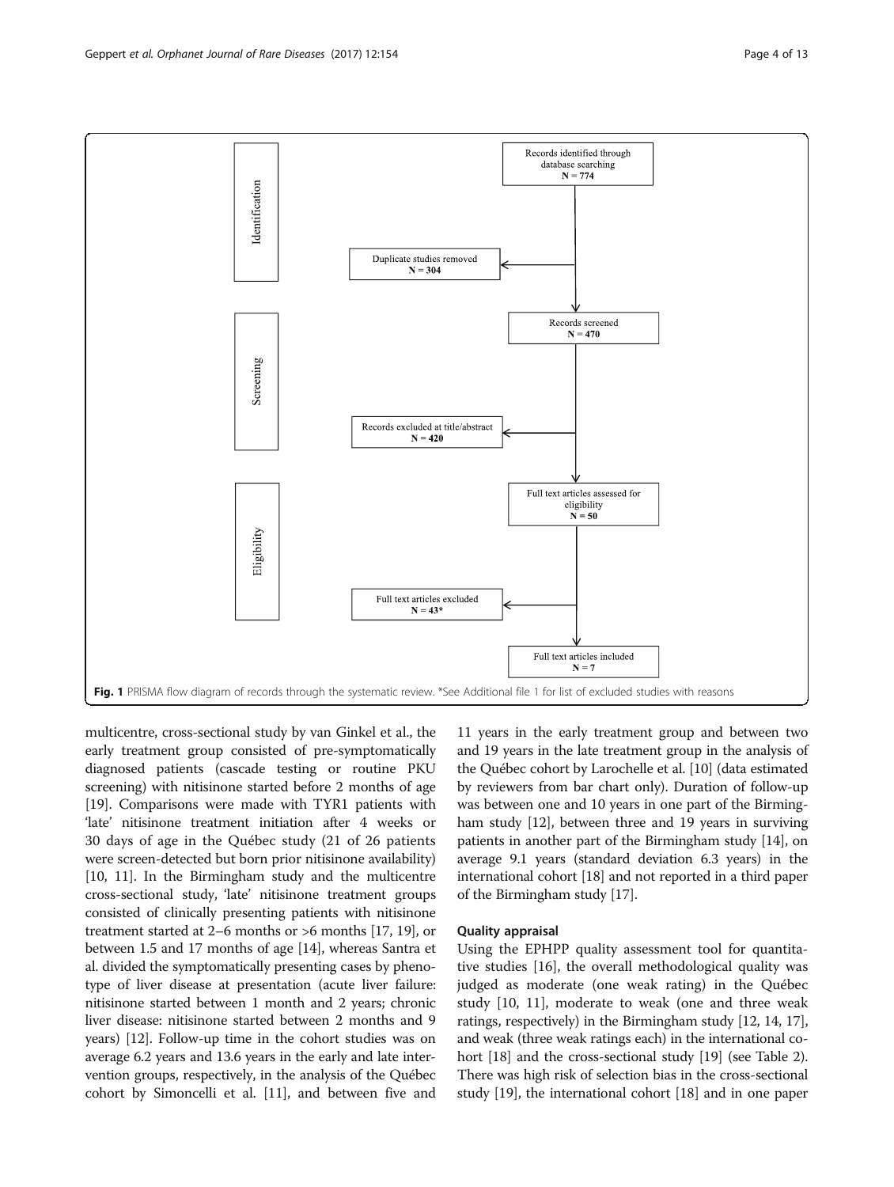Identification

Records identified through database searching
**N = 774**

Duplicate studies removed
**N = 304**

Screening

Records screened
**N = 470**

Records excluded at title/abstract
**N = 420**

Eligibility

Full text articles assessed for eligibility
**N = 50**

Full text articles excluded
**N = 43***

Full text articles included
**N = 7**

**Fig. 1** PRISMA flow diagram of records through the systematic review. *See Additional file 1 for list of excluded studies with reasons

multicentre, cross-sectional study by van Ginkel et al., the early treatment group consisted of pre-symptomatically diagnosed patients (cascade testing or routine PKU screening) with nitisinone started before 2 months of age [19]. Comparisons were made with TYR1 patients with 'late' nitisinone treatment initiation after 4 weeks or 30 days of age in the Québec study (21 of 26 patients were screen-detected but born prior nitisinone availability) [10, 11]. In the Birmingham study and the multicentre cross-sectional study, 'late' nitisinone treatment groups consisted of clinically presenting patients with nitisinone treatment started at 2–6 months or >6 months [17, 19], or between 1.5 and 17 months of age [14], whereas Santra et al. divided the symptomatically presenting cases by phenotype of liver disease at presentation (acute liver failure: nitisinone started between 1 month and 2 years; chronic liver disease: nitisinone started between 2 months and 9 years) [12]. Follow-up time in the cohort studies was on average 6.2 years and 13.6 years in the early and late intervention groups, respectively, in the analysis of the Québec cohort by Simoncelli et al. [11], and between five and 11 years in the early treatment group and between two and 19 years in the late treatment group in the analysis of the Québec cohort by Larochelle et al. [10] (data estimated by reviewers from bar chart only). Duration of follow-up was between one and 10 years in one part of the Birmingham study [12], between three and 19 years in surviving patients in another part of the Birmingham study [14], on average 9.1 years (standard deviation 6.3 years) in the international cohort [18] and not reported in a third paper of the Birmingham study [17].

### Quality appraisal

Using the EPHPP quality assessment tool for quantitative studies [16], the overall methodological quality was judged as moderate (one weak rating) in the Québec study [10, 11], moderate to weak (one and three weak ratings, respectively) in the Birmingham study [12, 14, 17], and weak (three weak ratings each) in the international cohort [18] and the cross-sectional study [19] (see Table 2). There was high risk of selection bias in the cross-sectional study [19], the international cohort [18] and in one paper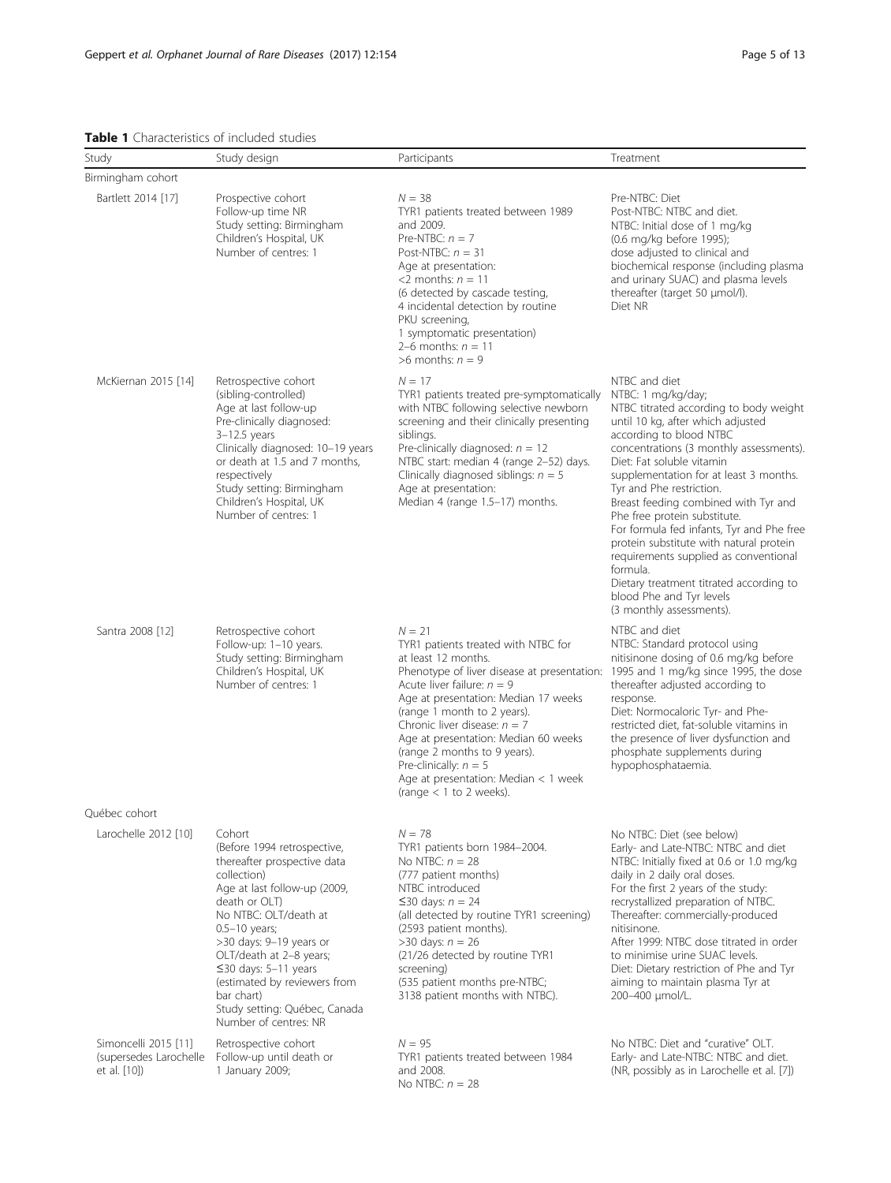**Table 1** Characteristics of included studies

| Study | Study design | Participants | Treatment |
|---|---|---|---|
| Birmingham cohort | | | |
| Bartlett 2014 [17] | Prospective cohort<br>Follow-up time NR<br>Study setting: Birmingham Children's Hospital, UK<br>Number of centres: 1 | $N = 38$<br>TYR1 patients treated between 1989 and 2009.<br>Pre-NTBC: $n = 7$<br>Post-NTBC: $n = 31$<br>Age at presentation:<br><2 months: $n = 11$<br>(6 detected by cascade testing, 4 incidental detection by routine PKU screening, 1 symptomatic presentation)<br>2–6 months: $n = 11$<br>>6 months: $n = 9$ | Pre-NTBC: Diet<br>Post-NTBC: NTBC and diet.<br>NTBC: Initial dose of 1 mg/kg (0.6 mg/kg before 1995); dose adjusted to clinical and biochemical response (including plasma and urinary SUAC) and plasma levels thereafter (target 50 μmol/l).<br>Diet NR |
| McKiernan 2015 [14] | Retrospective cohort (sibling-controlled)<br>Age at last follow-up<br>Pre-clinically diagnosed: 3–12.5 years<br>Clinically diagnosed: 10–19 years or death at 1.5 and 7 months, respectively<br>Study setting: Birmingham Children's Hospital, UK<br>Number of centres: 1 | $N = 17$<br>TYR1 patients treated pre-symptomatically with NTBC following selective newborn screening and their clinically presenting siblings.<br>Pre-clinically diagnosed: $n = 12$<br>NTBC start: median 4 (range 2–52) days.<br>Clinically diagnosed siblings: $n = 5$<br>Age at presentation:<br>Median 4 (range 1.5–17) months. | NTBC and diet<br>NTBC: 1 mg/kg/day;<br>NTBC titrated according to body weight until 10 kg, after which adjusted according to blood NTBC concentrations (3 monthly assessments).<br>Diet: Fat soluble vitamin supplementation for at least 3 months.<br>Tyr and Phe restriction.<br>Breast feeding combined with Tyr and Phe free protein substitute.<br>For formula fed infants, Tyr and Phe free protein substitute with natural protein requirements supplied as conventional formula.<br>Dietary treatment titrated according to blood Phe and Tyr levels (3 monthly assessments). |
| Santra 2008 [12] | Retrospective cohort<br>Follow-up: 1–10 years.<br>Study setting: Birmingham Children's Hospital, UK<br>Number of centres: 1 | $N = 21$<br>TYR1 patients treated with NTBC for at least 12 months.<br>Phenotype of liver disease at presentation:<br>Acute liver failure: $n = 9$<br>Age at presentation: Median 17 weeks (range 1 month to 2 years).<br>Chronic liver disease: $n = 7$<br>Age at presentation: Median 60 weeks (range 2 months to 9 years).<br>Pre-clinically: $n = 5$<br>Age at presentation: Median < 1 week (range < 1 to 2 weeks). | NTBC and diet<br>NTBC: Standard protocol using nitisinone dosing of 0.6 mg/kg before 1995 and 1 mg/kg since 1995, the dose thereafter adjusted according to response.<br>Diet: Normocaloric Tyr- and Phe-restricted diet, fat-soluble vitamins in the presence of liver dysfunction and phosphate supplements during hypophosphataemia. |
| Québec cohort | | | |
| Larochelle 2012 [10] | Cohort<br>(Before 1994 retrospective, thereafter prospective data collection)<br>Age at last follow-up (2009, death or OLT)<br>No NTBC: OLT/death at 0.5–10 years;<br>>30 days: 9–19 years or OLT/death at 2–8 years;<br>≤30 days: 5–11 years<br>(estimated by reviewers from bar chart)<br>Study setting: Québec, Canada<br>Number of centres: NR | $N = 78$<br>TYR1 patients born 1984–2004.<br>No NTBC: $n = 28$<br>(777 patient months)<br>NTBC introduced<br>≤30 days: $n = 24$<br>(all detected by routine TYR1 screening)<br>(2593 patient months).<br>>30 days: $n = 26$<br>(21/26 detected by routine TYR1 screening)<br>(535 patient months pre-NTBC; 3138 patient months with NTBC). | No NTBC: Diet (see below)<br>Early- and Late-NTBC: NTBC and diet<br>NTBC: Initially fixed at 0.6 or 1.0 mg/kg daily in 2 daily oral doses.<br>For the first 2 years of the study: recrystallized preparation of NTBC.<br>Thereafter: commercially-produced nitisinone.<br>After 1999: NTBC dose titrated in order to minimise urine SUAC levels.<br>Diet: Dietary restriction of Phe and Tyr aiming to maintain plasma Tyr at 200–400 μmol/L. |
| Simoncelli 2015 [11] (supersedes Larochelle et al. [10]) | Retrospective cohort<br>Follow-up until death or 1 January 2009; | $N = 95$<br>TYR1 patients treated between 1984 and 2008.<br>No NTBC: $n = 28$ | No NTBC: Diet and "curative" OLT.<br>Early- and Late-NTBC: NTBC and diet.<br>(NR, possibly as in Larochelle et al. [7]) |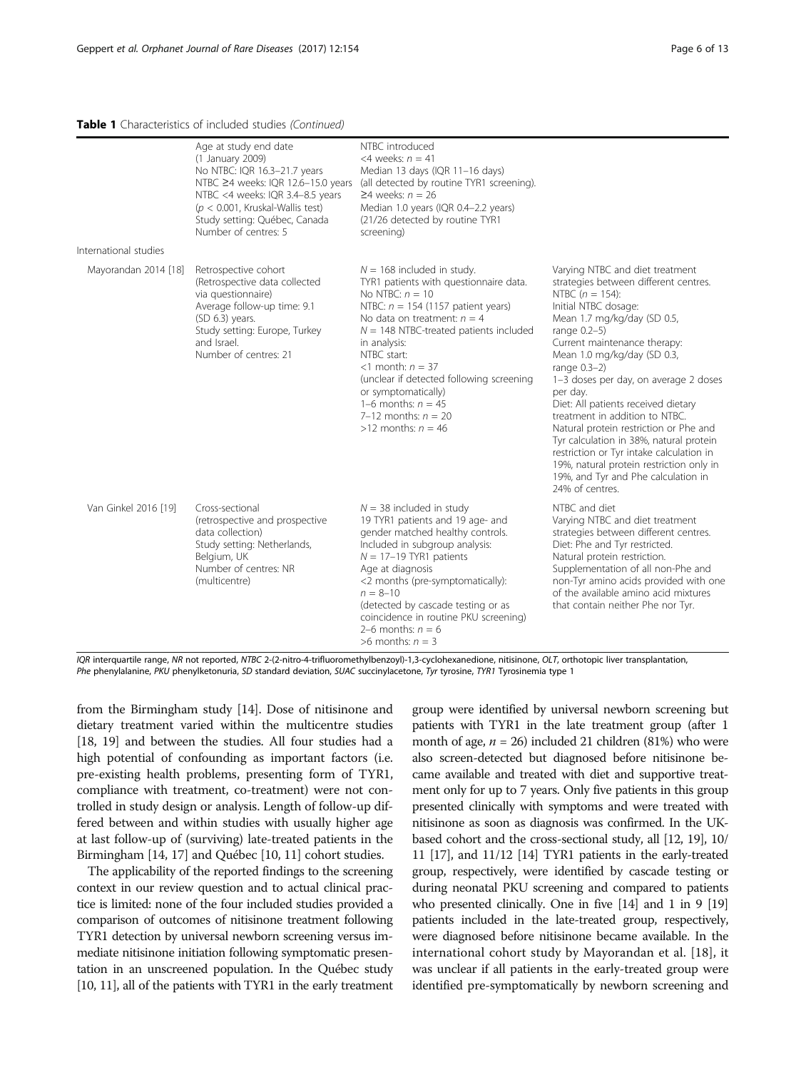**Table 1** Characteristics of included studies *(Continued)*

| | | | |
|---|---|---|---|
| | Age at study end date (1 January 2009) No NTBC: IQR 16.3–21.7 years NTBC ≥4 weeks: IQR 12.6–15.0 years NTBC <4 weeks: IQR 3.4–8.5 years ($p < 0.001$, Kruskal-Wallis test) Study setting: Québec, Canada Number of centres: 5 | NTBC introduced <4 weeks: $n = 41$ Median 13 days (IQR 11–16 days) (all detected by routine TYR1 screening). ≥4 weeks: $n = 26$ Median 1.0 years (IQR 0.4–2.2 years) (21/26 detected by routine TYR1 screening) | |
| International studies | | | |
| Mayorandan 2014 [18] | Retrospective cohort (Retrospective data collected via questionnaire) Average follow-up time: 9.1 (SD 6.3) years. Study setting: Europe, Turkey and Israel. Number of centres: 21 | $N = 168$ included in study. TYR1 patients with questionnaire data. No NTBC: $n = 10$ NTBC: $n = 154$ (1157 patient years) No data on treatment: $n = 4$ $N = 148$ NTBC-treated patients included in analysis: NTBC start: <1 month: $n = 37$ (unclear if detected following screening or symptomatically) 1–6 months: $n = 45$ 7–12 months: $n = 20$ >12 months: $n = 46$ | Varying NTBC and diet treatment strategies between different centres. NTBC ($n = 154$): Initial NTBC dosage: Mean 1.7 mg/kg/day (SD 0.5, range 0.2–5) Current maintenance therapy: Mean 1.0 mg/kg/day (SD 0.3, range 0.3–2) 1–3 doses per day, on average 2 doses per day. Diet: All patients received dietary treatment in addition to NTBC. Natural protein restriction or Phe and Tyr calculation in 38%, natural protein restriction or Tyr intake calculation in 19%, natural protein restriction only in 19%, and Tyr and Phe calculation in 24% of centres. |
| Van Ginkel 2016 [19] | Cross-sectional (retrospective and prospective data collection) Study setting: Netherlands, Belgium, UK Number of centres: NR (multicentre) | $N = 38$ included in study 19 TYR1 patients and 19 age- and gender matched healthy controls. Included in subgroup analysis: $N = 17$–19 TYR1 patients Age at diagnosis <2 months (pre-symptomatically): $n = 8$–10 (detected by cascade testing or as coincidence in routine PKU screening) 2–6 months: $n = 6$ >6 months: $n = 3$ | NTBC and diet Varying NTBC and diet treatment strategies between different centres. Diet: Phe and Tyr restricted. Natural protein restriction. Supplementation of all non-Phe and non-Tyr amino acids provided with one of the available amino acid mixtures that contain neither Phe nor Tyr. |

*IQR* interquartile range, *NR* not reported, *NTBC* 2-(2-nitro-4-trifluoromethylbenzoyl)-1,3-cyclohexanedione, nitisinone, *OLT*, orthotopic liver transplantation, *Phe* phenylalanine, *PKU* phenylketonuria, *SD* standard deviation, *SUAC* succinylacetone, *Tyr* tyrosine, *TYR1* Tyrosinemia type 1

from the Birmingham study [14]. Dose of nitisinone and dietary treatment varied within the multicentre studies [18, 19] and between the studies. All four studies had a high potential of confounding as important factors (i.e. pre-existing health problems, presenting form of TYR1, compliance with treatment, co-treatment) were not controlled in study design or analysis. Length of follow-up differed between and within studies with usually higher age at last follow-up of (surviving) late-treated patients in the Birmingham [14, 17] and Québec [10, 11] cohort studies.

The applicability of the reported findings to the screening context in our review question and to actual clinical practice is limited: none of the four included studies provided a comparison of outcomes of nitisinone treatment following TYR1 detection by universal newborn screening versus immediate nitisinone initiation following symptomatic presentation in an unscreened population. In the Québec study [10, 11], all of the patients with TYR1 in the early treatment group were identified by universal newborn screening but patients with TYR1 in the late treatment group (after 1 month of age, $n = 26$) included 21 children (81%) who were also screen-detected but diagnosed before nitisinone became available and treated with diet and supportive treatment only for up to 7 years. Only five patients in this group presented clinically with symptoms and were treated with nitisinone as soon as diagnosis was confirmed. In the UK-based cohort and the cross-sectional study, all [12, 19], 10/11 [17], and 11/12 [14] TYR1 patients in the early-treated group, respectively, were identified by cascade testing or during neonatal PKU screening and compared to patients who presented clinically. One in five [14] and 1 in 9 [19] patients included in the late-treated group, respectively, were diagnosed before nitisinone became available. In the international cohort study by Mayorandan et al. [18], it was unclear if all patients in the early-treated group were identified pre-symptomatically by newborn screening and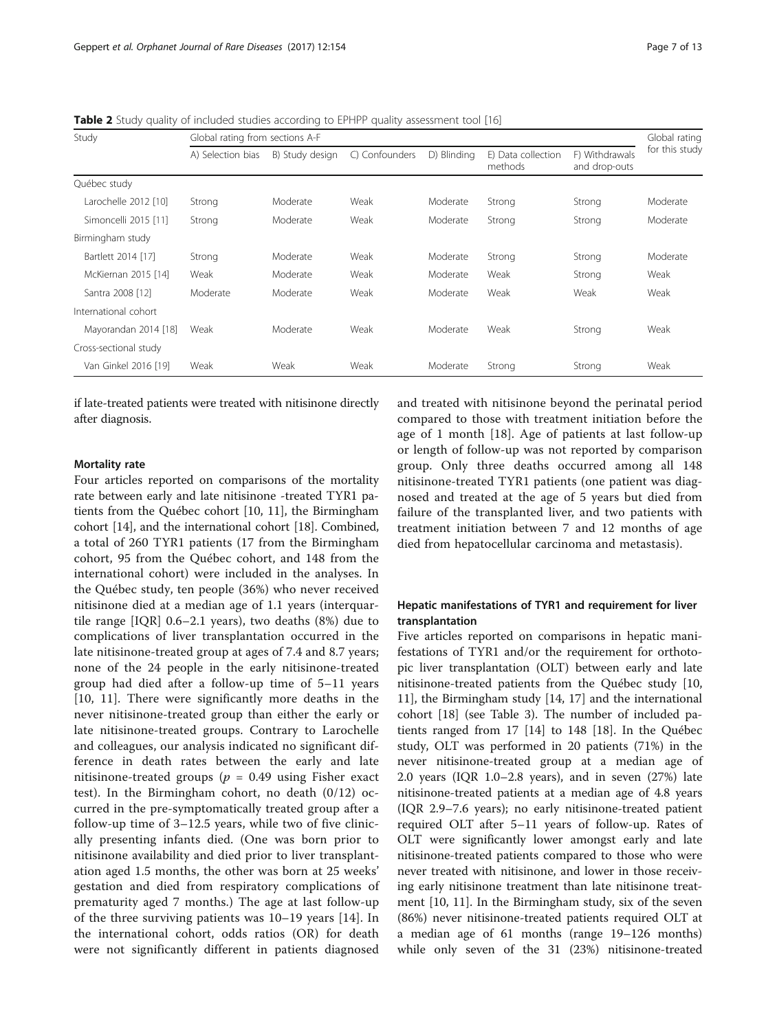**Table 2** Study quality of included studies according to EPHPP quality assessment tool [16]

| Study | Global rating from sections A-F | | | | | | Global rating for this study |
|---|---|---|---|---|---|---|---|
| | A) Selection bias | B) Study design | C) Confounders | D) Blinding | E) Data collection methods | F) Withdrawals and drop-outs | |
| Québec study | | | | | | | |
| Larochelle 2012 [10] | Strong | Moderate | Weak | Moderate | Strong | Strong | Moderate |
| Simoncelli 2015 [11] | Strong | Moderate | Weak | Moderate | Strong | Strong | Moderate |
| Birmingham study | | | | | | | |
| Bartlett 2014 [17] | Strong | Moderate | Weak | Moderate | Strong | Strong | Moderate |
| McKiernan 2015 [14] | Weak | Moderate | Weak | Moderate | Weak | Strong | Weak |
| Santra 2008 [12] | Moderate | Moderate | Weak | Moderate | Weak | Weak | Weak |
| International cohort | | | | | | | |
| Mayorandan 2014 [18] | Weak | Moderate | Weak | Moderate | Weak | Strong | Weak |
| Cross-sectional study | | | | | | | |
| Van Ginkel 2016 [19] | Weak | Weak | Weak | Moderate | Strong | Strong | Weak |

if late-treated patients were treated with nitisinone directly after diagnosis.

#### Mortality rate

Four articles reported on comparisons of the mortality rate between early and late nitisinone -treated TYR1 patients from the Québec cohort [10, 11], the Birmingham cohort [14], and the international cohort [18]. Combined, a total of 260 TYR1 patients (17 from the Birmingham cohort, 95 from the Québec cohort, and 148 from the international cohort) were included in the analyses. In the Québec study, ten people (36%) who never received nitisinone died at a median age of 1.1 years (interquartile range [IQR] 0.6–2.1 years), two deaths (8%) due to complications of liver transplantation occurred in the late nitisinone-treated group at ages of 7.4 and 8.7 years; none of the 24 people in the early nitisinone-treated group had died after a follow-up time of 5–11 years [10, 11]. There were significantly more deaths in the never nitisinone-treated group than either the early or late nitisinone-treated groups. Contrary to Larochelle and colleagues, our analysis indicated no significant difference in death rates between the early and late nitisinone-treated groups ($p$ = 0.49 using Fisher exact test). In the Birmingham cohort, no death (0/12) occurred in the pre-symptomatically treated group after a follow-up time of 3–12.5 years, while two of five clinically presenting infants died. (One was born prior to nitisinone availability and died prior to liver transplantation aged 1.5 months, the other was born at 25 weeks' gestation and died from respiratory complications of prematurity aged 7 months.) The age at last follow-up of the three surviving patients was 10–19 years [14]. In the international cohort, odds ratios (OR) for death were not significantly different in patients diagnosed and treated with nitisinone beyond the perinatal period compared to those with treatment initiation before the age of 1 month [18]. Age of patients at last follow-up or length of follow-up was not reported by comparison group. Only three deaths occurred among all 148 nitisinone-treated TYR1 patients (one patient was diagnosed and treated at the age of 5 years but died from failure of the transplanted liver, and two patients with treatment initiation between 7 and 12 months of age died from hepatocellular carcinoma and metastasis).

#### Hepatic manifestations of TYR1 and requirement for liver transplantation

Five articles reported on comparisons in hepatic manifestations of TYR1 and/or the requirement for orthotopic liver transplantation (OLT) between early and late nitisinone-treated patients from the Québec study [10, 11], the Birmingham study [14, 17] and the international cohort [18] (see Table 3). The number of included patients ranged from 17 [14] to 148 [18]. In the Québec study, OLT was performed in 20 patients (71%) in the never nitisinone-treated group at a median age of 2.0 years (IQR 1.0–2.8 years), and in seven (27%) late nitisinone-treated patients at a median age of 4.8 years (IQR 2.9–7.6 years); no early nitisinone-treated patient required OLT after 5–11 years of follow-up. Rates of OLT were significantly lower amongst early and late nitisinone-treated patients compared to those who were never treated with nitisinone, and lower in those receiving early nitisinone treatment than late nitisinone treatment [10, 11]. In the Birmingham study, six of the seven (86%) never nitisinone-treated patients required OLT at a median age of 61 months (range 19–126 months) while only seven of the 31 (23%) nitisinone-treated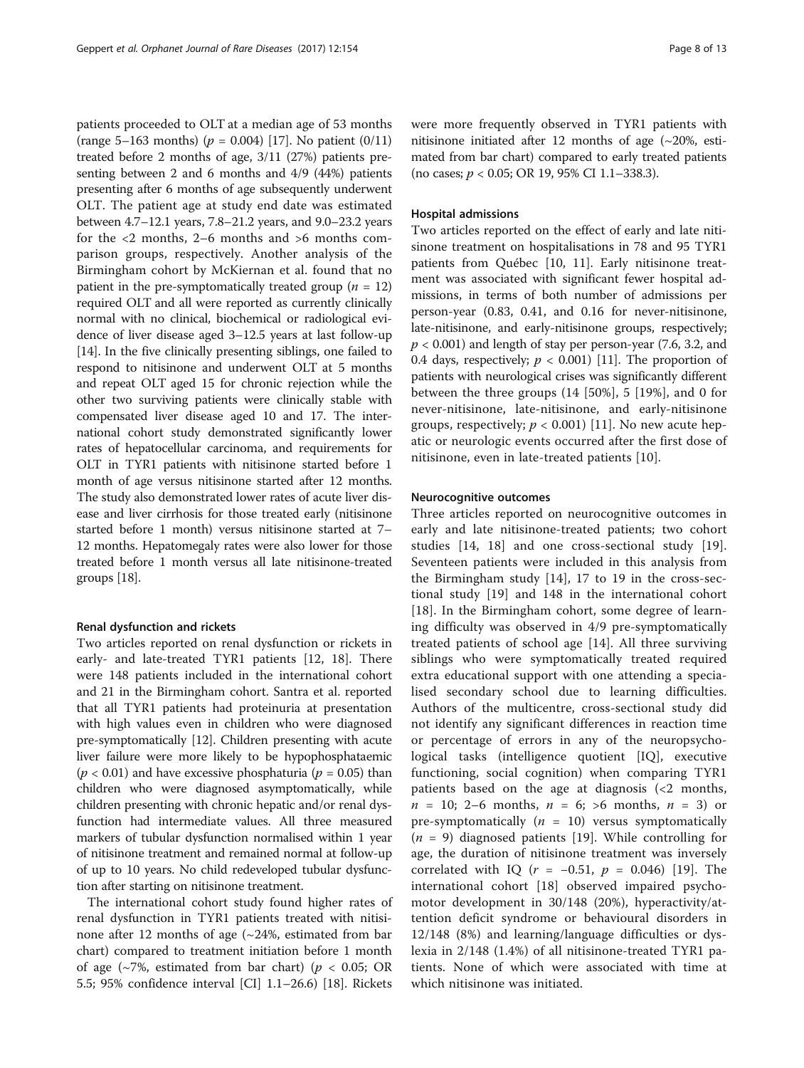patients proceeded to OLT at a median age of 53 months (range 5–163 months) ($p = 0.004$) [17]. No patient (0/11) treated before 2 months of age, 3/11 (27%) patients presenting between 2 and 6 months and 4/9 (44%) patients presenting after 6 months of age subsequently underwent OLT. The patient age at study end date was estimated between 4.7–12.1 years, 7.8–21.2 years, and 9.0–23.2 years for the <2 months, 2–6 months and >6 months comparison groups, respectively. Another analysis of the Birmingham cohort by McKiernan et al. found that no patient in the pre-symptomatically treated group ($n = 12$) required OLT and all were reported as currently clinically normal with no clinical, biochemical or radiological evidence of liver disease aged 3–12.5 years at last follow-up [14]. In the five clinically presenting siblings, one failed to respond to nitisinone and underwent OLT at 5 months and repeat OLT aged 15 for chronic rejection while the other two surviving patients were clinically stable with compensated liver disease aged 10 and 17. The international cohort study demonstrated significantly lower rates of hepatocellular carcinoma, and requirements for OLT in TYR1 patients with nitisinone started before 1 month of age versus nitisinone started after 12 months. The study also demonstrated lower rates of acute liver disease and liver cirrhosis for those treated early (nitisinone started before 1 month) versus nitisinone started at 7–12 months. Hepatomegaly rates were also lower for those treated before 1 month versus all late nitisinone-treated groups [18].

#### Renal dysfunction and rickets

Two articles reported on renal dysfunction or rickets in early- and late-treated TYR1 patients [12, 18]. There were 148 patients included in the international cohort and 21 in the Birmingham cohort. Santra et al. reported that all TYR1 patients had proteinuria at presentation with high values even in children who were diagnosed pre-symptomatically [12]. Children presenting with acute liver failure were more likely to be hypophosphataemic ($p < 0.01$) and have excessive phosphaturia ($p = 0.05$) than children who were diagnosed asymptomatically, while children presenting with chronic hepatic and/or renal dysfunction had intermediate values. All three measured markers of tubular dysfunction normalised within 1 year of nitisinone treatment and remained normal at follow-up of up to 10 years. No child redeveloped tubular dysfunction after starting on nitisinone treatment.

The international cohort study found higher rates of renal dysfunction in TYR1 patients treated with nitisinone after 12 months of age (~24%, estimated from bar chart) compared to treatment initiation before 1 month of age (~7%, estimated from bar chart) ($p < 0.05$; OR 5.5; 95% confidence interval [CI] 1.1–26.6) [18]. Rickets were more frequently observed in TYR1 patients with nitisinone initiated after 12 months of age (~20%, estimated from bar chart) compared to early treated patients (no cases; $p < 0.05$; OR 19, 95% CI 1.1–338.3).

#### Hospital admissions

Two articles reported on the effect of early and late nitisinone treatment on hospitalisations in 78 and 95 TYR1 patients from Québec [10, 11]. Early nitisinone treatment was associated with significant fewer hospital admissions, in terms of both number of admissions per person-year (0.83, 0.41, and 0.16 for never-nitisinone, late-nitisinone, and early-nitisinone groups, respectively; $p < 0.001$) and length of stay per person-year (7.6, 3.2, and 0.4 days, respectively; $p < 0.001$) [11]. The proportion of patients with neurological crises was significantly different between the three groups (14 [50%], 5 [19%], and 0 for never-nitisinone, late-nitisinone, and early-nitisinone groups, respectively; $p < 0.001$) [11]. No new acute hepatic or neurologic events occurred after the first dose of nitisinone, even in late-treated patients [10].

#### Neurocognitive outcomes

Three articles reported on neurocognitive outcomes in early and late nitisinone-treated patients; two cohort studies [14, 18] and one cross-sectional study [19]. Seventeen patients were included in this analysis from the Birmingham study [14], 17 to 19 in the cross-sectional study [19] and 148 in the international cohort [18]. In the Birmingham cohort, some degree of learning difficulty was observed in 4/9 pre-symptomatically treated patients of school age [14]. All three surviving siblings who were symptomatically treated required extra educational support with one attending a specialised secondary school due to learning difficulties. Authors of the multicentre, cross-sectional study did not identify any significant differences in reaction time or percentage of errors in any of the neuropsychological tasks (intelligence quotient [IQ], executive functioning, social cognition) when comparing TYR1 patients based on the age at diagnosis (<2 months, $n = 10$; 2–6 months, $n = 6$; >6 months, $n = 3$) or pre-symptomatically ($n = 10$) versus symptomatically ($n = 9$) diagnosed patients [19]. While controlling for age, the duration of nitisinone treatment was inversely correlated with IQ ($r = -0.51$, $p = 0.046$) [19]. The international cohort [18] observed impaired psychomotor development in 30/148 (20%), hyperactivity/attention deficit syndrome or behavioural disorders in 12/148 (8%) and learning/language difficulties or dyslexia in 2/148 (1.4%) of all nitisinone-treated TYR1 patients. None of which were associated with time at which nitisinone was initiated.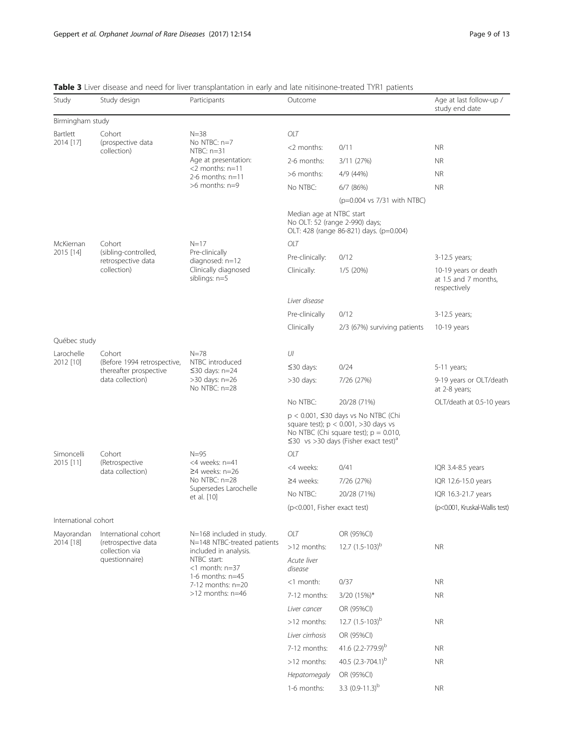**Table 3** Liver disease and need for liver transplantation in early and late nitisinone-treated TYR1 patients

| Study | Study design | Participants | Outcome | | Age at last follow-up / study end date |
|---|---|---|---|---|---|
| Birmingham study | | | | | |
| Bartlett 2014 [17] | Cohort (prospective data collection) | N=38<br>No NTBC: n=7<br>NTBC: n=31<br>Age at presentation:<br><2 months: n=11<br>2-6 months: n=11<br>>6 months: n=9 | *OLT* | | |
| | | | <2 months: | 0/11 | NR |
| | | | 2-6 months: | 3/11 (27%) | NR |
| | | | >6 months: | 4/9 (44%) | NR |
| | | | No NTBC: | 6/7 (86%) | NR |
| | | | | (p=0.004 vs 7/31 with NTBC) | |
| | | | Median age at NTBC start<br>No OLT: 52 (range 2-990) days;<br>OLT: 428 (range 86-821) days. (p=0.004) | | |
| McKiernan 2015 [14] | Cohort (sibling-controlled, retrospective data collection) | N=17<br>Pre-clinically diagnosed: n=12<br>Clinically diagnosed siblings: n=5 | *OLT* | | |
| | | | Pre-clinically: | 0/12 | 3-12.5 years; |
| | | | Clinically: | 1/5 (20%) | 10-19 years or death at 1.5 and 7 months, respectively |
| | | | *Liver disease* | | |
| | | | Pre-clinically | 0/12 | 3-12.5 years; |
| | | | Clinically | 2/3 (67%) surviving patients | 10-19 years |
| Québec study | | | | | |
| Larochelle 2012 [10] | Cohort (Before 1994 retrospective, thereafter prospective data collection) | N=78<br>NTBC introduced ≤30 days: n=24<br>>30 days: n=26<br>No NTBC: n=28 | *UI* | | |
| | | | ≤30 days: | 0/24 | 5-11 years; |
| | | | >30 days: | 7/26 (27%) | 9-19 years or OLT/death at 2-8 years; |
| | | | No NTBC: | 20/28 (71%) | OLT/death at 0.5-10 years |
| | | | p < 0.001, ≤30 days vs No NTBC (Chi square test); p < 0.001, >30 days vs No NTBC (Chi square test); p = 0.010, ≤30 vs >30 days (Fisher exact test)[a] | | |
| Simoncelli 2015 [11] | Cohort (Retrospective data collection) | N=95<br><4 weeks: n=41<br>≥4 weeks: n=26<br>No NTBC: n=28<br>Supersedes Larochelle et al. [10] | *OLT* | | |
| | | | <4 weeks: | 0/41 | IQR 3.4-8.5 years |
| | | | ≥4 weeks: | 7/26 (27%) | IQR 12.6-15.0 years |
| | | | No NTBC: | 20/28 (71%) | IQR 16.3-21.7 years |
| | | | (p<0.001, Fisher exact test) | | (p<0.001, Kruskal-Wallis test) |
| International cohort | | | | | |
| Mayorandan 2014 [18] | International cohort (retrospective data collection via questionnaire) | N=168 included in study.<br>N=148 NTBC-treated patients included in analysis.<br>NTBC start:<br><1 month: n=37<br>1-6 months: n=45<br>7-12 months: n=20<br>>12 months: n=46 | *OLT* | OR (95%CI) | |
| | | | >12 months: | 12.7 (1.5-103)[b] | NR |
| | | | *Acute liver disease* | | |
| | | | <1 month: | 0/37 | NR |
| | | | 7-12 months: | 3/20 (15%)* | NR |
| | | | *Liver cancer* | OR (95%CI) | |
| | | | >12 months: | 12.7 (1.5-103)[b] | NR |
| | | | *Liver cirrhosis* | OR (95%CI) | |
| | | | 7-12 months: | 41.6 (2.2-779.9)[b] | NR |
| | | | >12 months: | 40.5 (2.3-704.1)[b] | NR |
| | | | *Hepatomegaly* | OR (95%CI) | |
| | | | 1-6 months: | 3.3 (0.9-11.3)[b] | NR |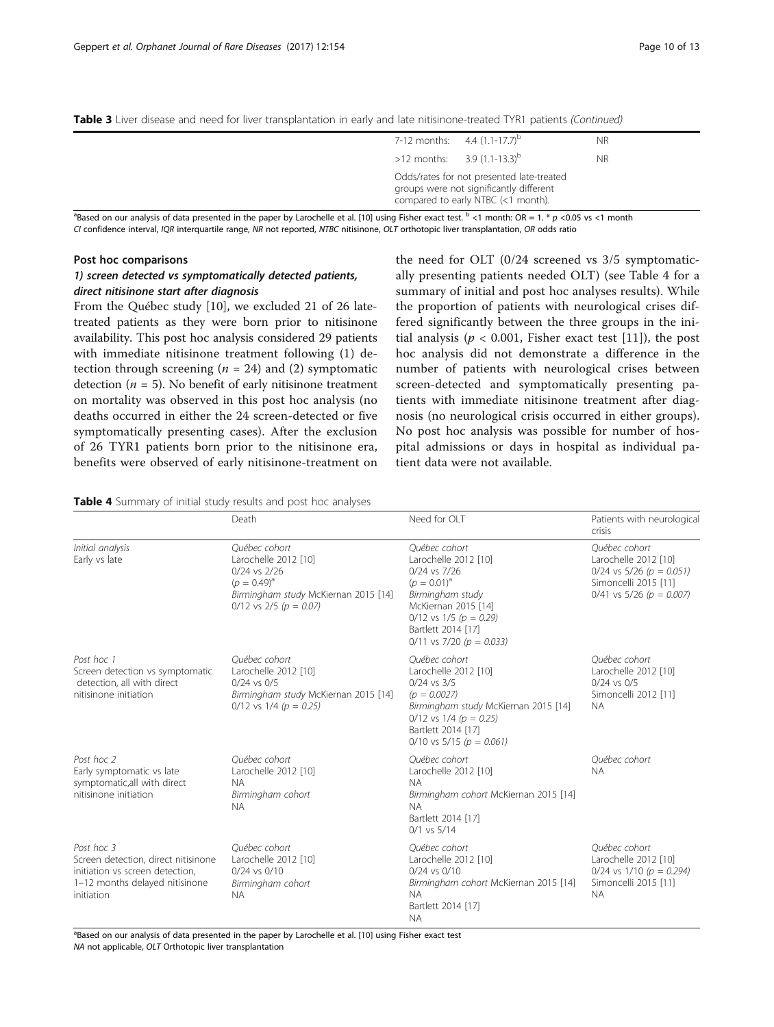**Table 3** Liver disease and need for liver transplantation in early and late nitisinone-treated TYR1 patients *(Continued)*

| | | |
|---|---|---|
| | 7-12 months: 4.4 (1.1-17.7)[b] | NR |
| | >12 months: 3.9 (1.1-13.3)[b] | NR |
| | Odds/rates for not presented late-treated groups were not significantly different compared to early NTBC (<1 month). | |

[a]Based on our analysis of data presented in the paper by Larochelle et al. [10] using Fisher exact test. [b] <1 month: OR = 1. * $p$ <0.05 vs <1 month
*CI* confidence interval, *IQR* interquartile range, *NR* not reported, *NTBC* nitisinone, *OLT* orthotopic liver transplantation, *OR* odds ratio

#### Post hoc comparisons

##### *1) screen detected vs symptomatically detected patients, direct nitisinone start after diagnosis*

From the Québec study [10], we excluded 21 of 26 late-treated patients as they were born prior to nitisinone availability. This post hoc analysis considered 29 patients with immediate nitisinone treatment following (1) detection through screening ($n$ = 24) and (2) symptomatic detection ($n$ = 5). No benefit of early nitisinone treatment on mortality was observed in this post hoc analysis (no deaths occurred in either the 24 screen-detected or five symptomatically presenting cases). After the exclusion of 26 TYR1 patients born prior to the nitisinone era, benefits were observed of early nitisinone-treatment on the need for OLT (0/24 screened vs 3/5 symptomatically presenting patients needed OLT) (see Table 4 for a summary of initial and post hoc analyses results). While the proportion of patients with neurological crises differed significantly between the three groups in the initial analysis ($p$ < 0.001, Fisher exact test [11]), the post hoc analysis did not demonstrate a difference in the number of patients with neurological crises between screen-detected and symptomatically presenting patients with immediate nitisinone treatment after diagnosis (no neurological crisis occurred in either groups). No post hoc analysis was possible for number of hospital admissions or days in hospital as individual patient data were not available.

**Table 4** Summary of initial study results and post hoc analyses

| | Death | Need for OLT | Patients with neurological crisis |
|---|---|---|---|
| *Initial analysis*<br>Early vs late | *Québec cohort*<br>Larochelle 2012 [10]<br>0/24 vs 2/26<br>(*p = 0.49*)[a]<br>*Birmingham study* McKiernan 2015 [14]<br>0/12 vs 2/5 (*p = 0.07*) | *Québec cohort*<br>Larochelle 2012 [10]<br>0/24 vs 7/26<br>(*p = 0.01*)[a]<br>*Birmingham study*<br>McKiernan 2015 [14]<br>0/12 vs 1/5 (*p = 0.29*)<br>Bartlett 2014 [17]<br>0/11 vs 7/20 (*p = 0.033*) | *Québec cohort*<br>Larochelle 2012 [10]<br>0/24 vs 5/26 (*p = 0.051*)<br>Simoncelli 2015 [11]<br>0/41 vs 5/26 (*p = 0.007*) |
| *Post hoc 1*<br>Screen detection vs symptomatic detection, all with direct nitisinone initiation | *Québec cohort*<br>Larochelle 2012 [10]<br>0/24 vs 0/5<br>*Birmingham study* McKiernan 2015 [14]<br>0/12 vs 1/4 (*p = 0.25*) | *Québec cohort*<br>Larochelle 2012 [10]<br>0/24 vs 3/5<br>(*p = 0.0027*)<br>*Birmingham study* McKiernan 2015 [14]<br>0/12 vs 1/4 (*p = 0.25*)<br>Bartlett 2014 [17]<br>0/10 vs 5/15 (*p = 0.061*) | *Québec cohort*<br>Larochelle 2012 [10]<br>0/24 vs 0/5<br>Simoncelli 2012 [11]<br>NA |
| *Post hoc 2*<br>Early symptomatic vs late symptomatic,all with direct nitisinone initiation | *Québec cohort*<br>Larochelle 2012 [10]<br>NA<br>*Birmingham cohort*<br>NA | *Québec cohort*<br>Larochelle 2012 [10]<br>NA<br>*Birmingham cohort* McKiernan 2015 [14]<br>NA<br>Bartlett 2014 [17]<br>0/1 vs 5/14 | *Québec cohort*<br>NA |
| *Post hoc 3*<br>Screen detection, direct nitisinone initiation vs screen detection, 1–12 months delayed nitisinone initiation | *Québec cohort*<br>Larochelle 2012 [10]<br>0/24 vs 0/10<br>*Birmingham cohort*<br>NA | *Québec cohort*<br>Larochelle 2012 [10]<br>0/24 vs 0/10<br>*Birmingham cohort* McKiernan 2015 [14]<br>NA<br>Bartlett 2014 [17]<br>NA | *Québec cohort*<br>Larochelle 2012 [10]<br>0/24 vs 1/10 (*p = 0.294*)<br>Simoncelli 2015 [11]<br>NA |

[a]Based on our analysis of data presented in the paper by Larochelle et al. [10] using Fisher exact test
*NA* not applicable, *OLT* Orthotopic liver transplantation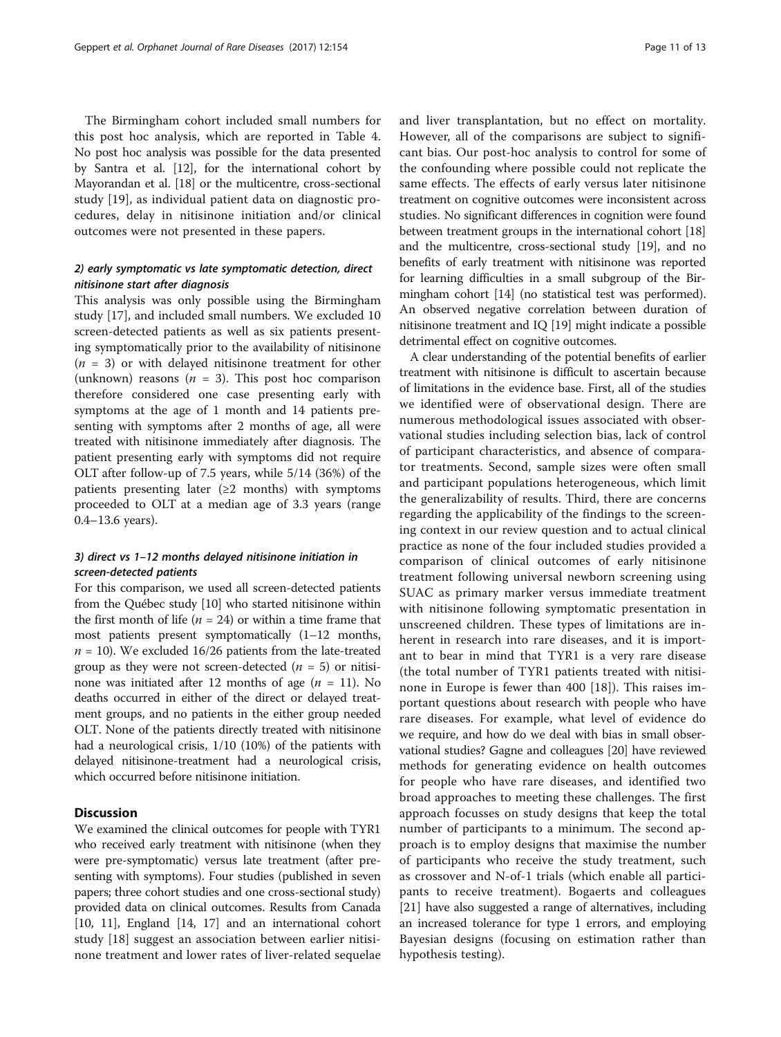The Birmingham cohort included small numbers for this post hoc analysis, which are reported in Table 4. No post hoc analysis was possible for the data presented by Santra et al. [12], for the international cohort by Mayorandan et al. [18] or the multicentre, cross-sectional study [19], as individual patient data on diagnostic procedures, delay in nitisinone initiation and/or clinical outcomes were not presented in these papers.

### *2) early symptomatic vs late symptomatic detection, direct nitisinone start after diagnosis*

This analysis was only possible using the Birmingham study [17], and included small numbers. We excluded 10 screen-detected patients as well as six patients presenting symptomatically prior to the availability of nitisinone ($n = 3$) or with delayed nitisinone treatment for other (unknown) reasons ($n = 3$). This post hoc comparison therefore considered one case presenting early with symptoms at the age of 1 month and 14 patients presenting with symptoms after 2 months of age, all were treated with nitisinone immediately after diagnosis. The patient presenting early with symptoms did not require OLT after follow-up of 7.5 years, while 5/14 (36%) of the patients presenting later (≥2 months) with symptoms proceeded to OLT at a median age of 3.3 years (range 0.4–13.6 years).

### *3) direct vs 1–12 months delayed nitisinone initiation in screen-detected patients*

For this comparison, we used all screen-detected patients from the Québec study [10] who started nitisinone within the first month of life ($n = 24$) or within a time frame that most patients present symptomatically (1–12 months, $n = 10$). We excluded 16/26 patients from the late-treated group as they were not screen-detected ($n = 5$) or nitisinone was initiated after 12 months of age ($n = 11$). No deaths occurred in either of the direct or delayed treatment groups, and no patients in the either group needed OLT. None of the patients directly treated with nitisinone had a neurological crisis, 1/10 (10%) of the patients with delayed nitisinone-treatment had a neurological crisis, which occurred before nitisinone initiation.

## Discussion

We examined the clinical outcomes for people with TYR1 who received early treatment with nitisinone (when they were pre-symptomatic) versus late treatment (after presenting with symptoms). Four studies (published in seven papers; three cohort studies and one cross-sectional study) provided data on clinical outcomes. Results from Canada [10, 11], England [14, 17] and an international cohort study [18] suggest an association between earlier nitisinone treatment and lower rates of liver-related sequelae and liver transplantation, but no effect on mortality. However, all of the comparisons are subject to significant bias. Our post-hoc analysis to control for some of the confounding where possible could not replicate the same effects. The effects of early versus later nitisinone treatment on cognitive outcomes were inconsistent across studies. No significant differences in cognition were found between treatment groups in the international cohort [18] and the multicentre, cross-sectional study [19], and no benefits of early treatment with nitisinone was reported for learning difficulties in a small subgroup of the Birmingham cohort [14] (no statistical test was performed). An observed negative correlation between duration of nitisinone treatment and IQ [19] might indicate a possible detrimental effect on cognitive outcomes.

A clear understanding of the potential benefits of earlier treatment with nitisinone is difficult to ascertain because of limitations in the evidence base. First, all of the studies we identified were of observational design. There are numerous methodological issues associated with observational studies including selection bias, lack of control of participant characteristics, and absence of comparator treatments. Second, sample sizes were often small and participant populations heterogeneous, which limit the generalizability of results. Third, there are concerns regarding the applicability of the findings to the screening context in our review question and to actual clinical practice as none of the four included studies provided a comparison of clinical outcomes of early nitisinone treatment following universal newborn screening using SUAC as primary marker versus immediate treatment with nitisinone following symptomatic presentation in unscreened children. These types of limitations are inherent in research into rare diseases, and it is important to bear in mind that TYR1 is a very rare disease (the total number of TYR1 patients treated with nitisinone in Europe is fewer than 400 [18]). This raises important questions about research with people who have rare diseases. For example, what level of evidence do we require, and how do we deal with bias in small observational studies? Gagne and colleagues [20] have reviewed methods for generating evidence on health outcomes for people who have rare diseases, and identified two broad approaches to meeting these challenges. The first approach focusses on study designs that keep the total number of participants to a minimum. The second approach is to employ designs that maximise the number of participants who receive the study treatment, such as crossover and N-of-1 trials (which enable all participants to receive treatment). Bogaerts and colleagues [21] have also suggested a range of alternatives, including an increased tolerance for type 1 errors, and employing Bayesian designs (focusing on estimation rather than hypothesis testing).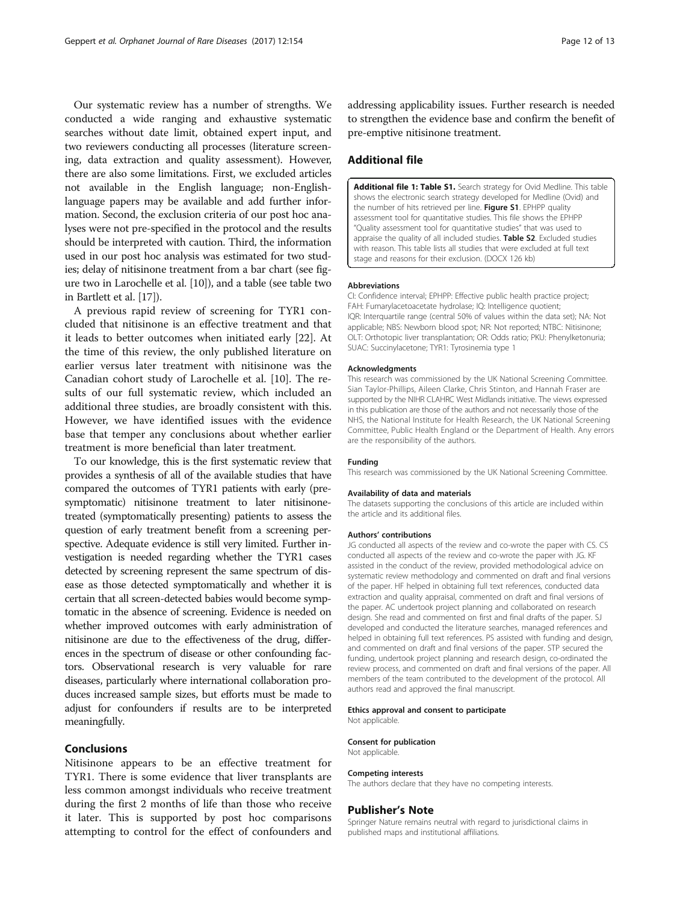Our systematic review has a number of strengths. We conducted a wide ranging and exhaustive systematic searches without date limit, obtained expert input, and two reviewers conducting all processes (literature screening, data extraction and quality assessment). However, there are also some limitations. First, we excluded articles not available in the English language; non-English-language papers may be available and add further information. Second, the exclusion criteria of our post hoc analyses were not pre-specified in the protocol and the results should be interpreted with caution. Third, the information used in our post hoc analysis was estimated for two studies; delay of nitisinone treatment from a bar chart (see figure two in Larochelle et al. [10]), and a table (see table two in Bartlett et al. [17]).

A previous rapid review of screening for TYR1 concluded that nitisinone is an effective treatment and that it leads to better outcomes when initiated early [22]. At the time of this review, the only published literature on earlier versus later treatment with nitisinone was the Canadian cohort study of Larochelle et al. [10]. The results of our full systematic review, which included an additional three studies, are broadly consistent with this. However, we have identified issues with the evidence base that temper any conclusions about whether earlier treatment is more beneficial than later treatment.

To our knowledge, this is the first systematic review that provides a synthesis of all of the available studies that have compared the outcomes of TYR1 patients with early (pre-symptomatic) nitisinone treatment to later nitisinone-treated (symptomatically presenting) patients to assess the question of early treatment benefit from a screening perspective. Adequate evidence is still very limited. Further investigation is needed regarding whether the TYR1 cases detected by screening represent the same spectrum of disease as those detected symptomatically and whether it is certain that all screen-detected babies would become symptomatic in the absence of screening. Evidence is needed on whether improved outcomes with early administration of nitisinone are due to the effectiveness of the drug, differences in the spectrum of disease or other confounding factors. Observational research is very valuable for rare diseases, particularly where international collaboration produces increased sample sizes, but efforts must be made to adjust for confounders if results are to be interpreted meaningfully.

## Conclusions

Nitisinone appears to be an effective treatment for TYR1. There is some evidence that liver transplants are less common amongst individuals who receive treatment during the first 2 months of life than those who receive it later. This is supported by post hoc comparisons attempting to control for the effect of confounders and addressing applicability issues. Further research is needed to strengthen the evidence base and confirm the benefit of pre-emptive nitisinone treatment.

## Additional file

**Additional file 1: Table S1.** Search strategy for Ovid Medline. This table shows the electronic search strategy developed for Medline (Ovid) and the number of hits retrieved per line. **Figure S1**. EPHPP quality assessment tool for quantitative studies. This file shows the EPHPP "Quality assessment tool for quantitative studies" that was used to appraise the quality of all included studies. **Table S2**. Excluded studies with reason. This table lists all studies that were excluded at full text stage and reasons for their exclusion. (DOCX 126 kb)

#### Abbreviations

CI: Confidence interval; EPHPP: Effective public health practice project; FAH: Fumarylacetoacetate hydrolase; IQ: Intelligence quotient; IQR: Interquartile range (central 50% of values within the data set); NA: Not applicable; NBS: Newborn blood spot; NR: Not reported; NTBC: Nitisinone; OLT: Orthotopic liver transplantation; OR: Odds ratio; PKU: Phenylketonuria; SUAC: Succinylacetone; TYR1: Tyrosinemia type 1

#### Acknowledgments

This research was commissioned by the UK National Screening Committee. Sian Taylor-Phillips, Aileen Clarke, Chris Stinton, and Hannah Fraser are supported by the NIHR CLAHRC West Midlands initiative. The views expressed in this publication are those of the authors and not necessarily those of the NHS, the National Institute for Health Research, the UK National Screening Committee, Public Health England or the Department of Health. Any errors are the responsibility of the authors.

#### Funding

This research was commissioned by the UK National Screening Committee.

#### Availability of data and materials

The datasets supporting the conclusions of this article are included within the article and its additional files.

#### Authors' contributions

JG conducted all aspects of the review and co-wrote the paper with CS. CS conducted all aspects of the review and co-wrote the paper with JG. KF assisted in the conduct of the review, provided methodological advice on systematic review methodology and commented on draft and final versions of the paper. HF helped in obtaining full text references, conducted data extraction and quality appraisal, commented on draft and final versions of the paper. AC undertook project planning and collaborated on research design. She read and commented on first and final drafts of the paper. SJ developed and conducted the literature searches, managed references and helped in obtaining full text references. PS assisted with funding and design, and commented on draft and final versions of the paper. STP secured the funding, undertook project planning and research design, co-ordinated the review process, and commented on draft and final versions of the paper. All members of the team contributed to the development of the protocol. All authors read and approved the final manuscript.

#### Ethics approval and consent to participate

Not applicable.

#### Consent for publication

Not applicable.

#### Competing interests

The authors declare that they have no competing interests.

## Publisher's Note

Springer Nature remains neutral with regard to jurisdictional claims in published maps and institutional affiliations.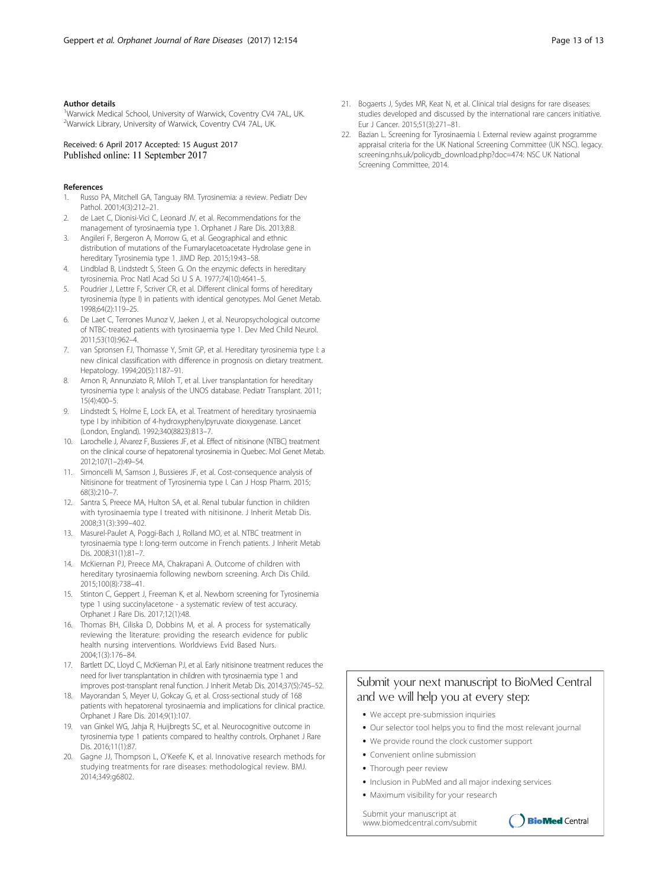#### Author details

[1]Warwick Medical School, University of Warwick, Coventry CV4 7AL, UK.
[2]Warwick Library, University of Warwick, Coventry CV4 7AL, UK.

Received: 6 April 2017 Accepted: 15 August 2017
Published online: 11 September 2017

#### References

1. Russo PA, Mitchell GA, Tanguay RM. Tyrosinemia: a review. Pediatr Dev Pathol. 2001;4(3):212–21.
2. de Laet C, Dionisi-Vici C, Leonard JV, et al. Recommendations for the management of tyrosinaemia type 1. Orphanet J Rare Dis. 2013;8:8.
3. Angileri F, Bergeron A, Morrow G, et al. Geographical and ethnic distribution of mutations of the Fumarylacetoacetate Hydrolase gene in hereditary Tyrosinemia type 1. JIMD Rep. 2015;19:43–58.
4. Lindblad B, Lindstedt S, Steen G. On the enzymic defects in hereditary tyrosinemia. Proc Natl Acad Sci U S A. 1977;74(10):4641–5.
5. Poudrier J, Lettre F, Scriver CR, et al. Different clinical forms of hereditary tyrosinemia (type I) in patients with identical genotypes. Mol Genet Metab. 1998;64(2):119–25.
6. De Laet C, Terrones Munoz V, Jaeken J, et al. Neuropsychological outcome of NTBC-treated patients with tyrosinaemia type 1. Dev Med Child Neurol. 2011;53(10):962–4.
7. van Spronsen FJ, Thomasse Y, Smit GP, et al. Hereditary tyrosinemia type I: a new clinical classification with difference in prognosis on dietary treatment. Hepatology. 1994;20(5):1187–91.
8. Arnon R, Annunziato R, Miloh T, et al. Liver transplantation for hereditary tyrosinemia type I: analysis of the UNOS database. Pediatr Transplant. 2011; 15(4):400–5.
9. Lindstedt S, Holme E, Lock EA, et al. Treatment of hereditary tyrosinaemia type I by inhibition of 4-hydroxyphenylpyruvate dioxygenase. Lancet (London, England). 1992;340(8823):813–7.
10. Larochelle J, Alvarez F, Bussieres JF, et al. Effect of nitisinone (NTBC) treatment on the clinical course of hepatorenal tyrosinemia in Quebec. Mol Genet Metab. 2012;107(1–2):49–54.
11. Simoncelli M, Samson J, Bussieres JF, et al. Cost-consequence analysis of Nitisinone for treatment of Tyrosinemia type I. Can J Hosp Pharm. 2015; 68(3):210–7.
12. Santra S, Preece MA, Hulton SA, et al. Renal tubular function in children with tyrosinaemia type I treated with nitisinone. J Inherit Metab Dis. 2008;31(3):399–402.
13. Masurel-Paulet A, Poggi-Bach J, Rolland MO, et al. NTBC treatment in tyrosinaemia type I: long-term outcome in French patients. J Inherit Metab Dis. 2008;31(1):81–7.
14. McKiernan PJ, Preece MA, Chakrapani A. Outcome of children with hereditary tyrosinaemia following newborn screening. Arch Dis Child. 2015;100(8):738–41.
15. Stinton C, Geppert J, Freeman K, et al. Newborn screening for Tyrosinemia type 1 using succinylacetone - a systematic review of test accuracy. Orphanet J Rare Dis. 2017;12(1):48.
16. Thomas BH, Ciliska D, Dobbins M, et al. A process for systematically reviewing the literature: providing the research evidence for public health nursing interventions. Worldviews Evid Based Nurs. 2004;1(3):176–84.
17. Bartlett DC, Lloyd C, McKiernan PJ, et al. Early nitisinone treatment reduces the need for liver transplantation in children with tyrosinaemia type 1 and improves post-transplant renal function. J Inherit Metab Dis. 2014;37(5):745–52.
18. Mayorandan S, Meyer U, Gokcay G, et al. Cross-sectional study of 168 patients with hepatorenal tyrosinaemia and implications for clinical practice. Orphanet J Rare Dis. 2014;9(1):107.
19. van Ginkel WG, Jahja R, Huijbregts SC, et al. Neurocognitive outcome in tyrosinemia type 1 patients compared to healthy controls. Orphanet J Rare Dis. 2016;11(1):87.
20. Gagne JJ, Thompson L, O'Keefe K, et al. Innovative research methods for studying treatments for rare diseases: methodological review. BMJ. 2014;349:g6802.
21. Bogaerts J, Sydes MR, Keat N, et al. Clinical trial designs for rare diseases: studies developed and discussed by the international rare cancers initiative. Eur J Cancer. 2015;51(3):271–81.
22. Bazian L. Screening for Tyrosinaemia I. External review against programme appraisal criteria for the UK National Screening Committee (UK NSC). legacy. screening.nhs.uk/policydb_download.php?doc=474: NSC UK National Screening Committee, 2014.

Submit your next manuscript to BioMed Central and we will help you at every step:

- We accept pre-submission inquiries
- Our selector tool helps you to find the most relevant journal
- We provide round the clock customer support
- Convenient online submission
- Thorough peer review
- Inclusion in PubMed and all major indexing services
- Maximum visibility for your research

Submit your manuscript at
www.biomedcentral.com/submit

BioMed Central